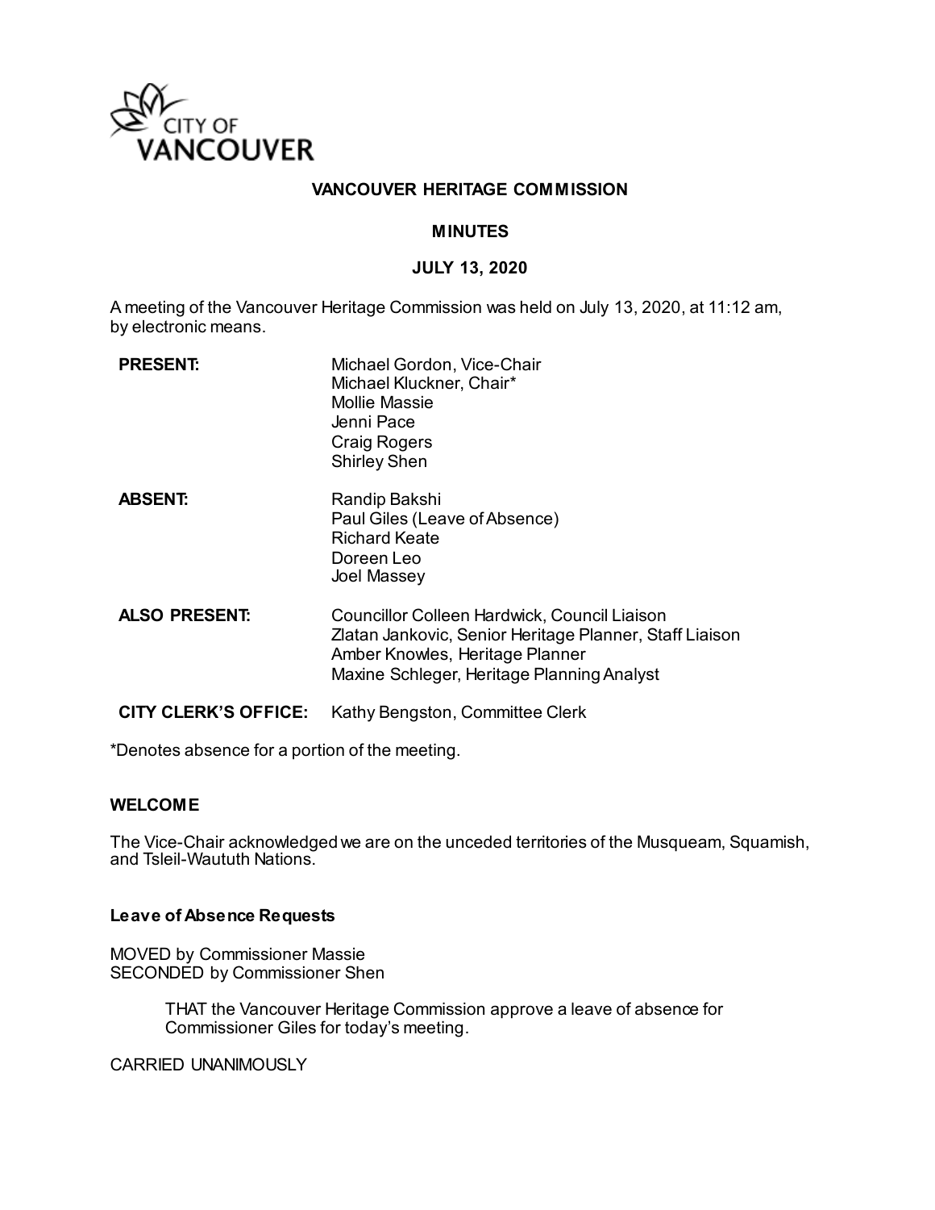CITY OF VANCOUVER

# VANCOUVER HERITAGE COMMISSION

## MINUTES

## JULY 13, 2020

A meeting of the Vancouver Heritage Commission was held on July 13, 2020, at 11:12 am, by electronic means.

**PRESENT:** Michael Gordon, Vice-Chair
Michael Kluckner, Chair*
Mollie Massie
Jenni Pace
Craig Rogers
Shirley Shen

**ABSENT:** Randip Bakshi
Paul Giles (Leave of Absence)
Richard Keate
Doreen Leo
Joel Massey

**ALSO PRESENT:** Councillor Colleen Hardwick, Council Liaison
Zlatan Jankovic, Senior Heritage Planner, Staff Liaison
Amber Knowles, Heritage Planner
Maxine Schleger, Heritage Planning Analyst

**CITY CLERK'S OFFICE:** Kathy Bengston, Committee Clerk

*Denotes absence for a portion of the meeting.

### WELCOME

The Vice-Chair acknowledged we are on the unceded territories of the Musqueam, Squamish, and Tsleil-Waututh Nations.

### Leave of Absence Requests

MOVED by Commissioner Massie
SECONDED by Commissioner Shen

> THAT the Vancouver Heritage Commission approve a leave of absence for Commissioner Giles for today's meeting.

CARRIED UNANIMOUSLY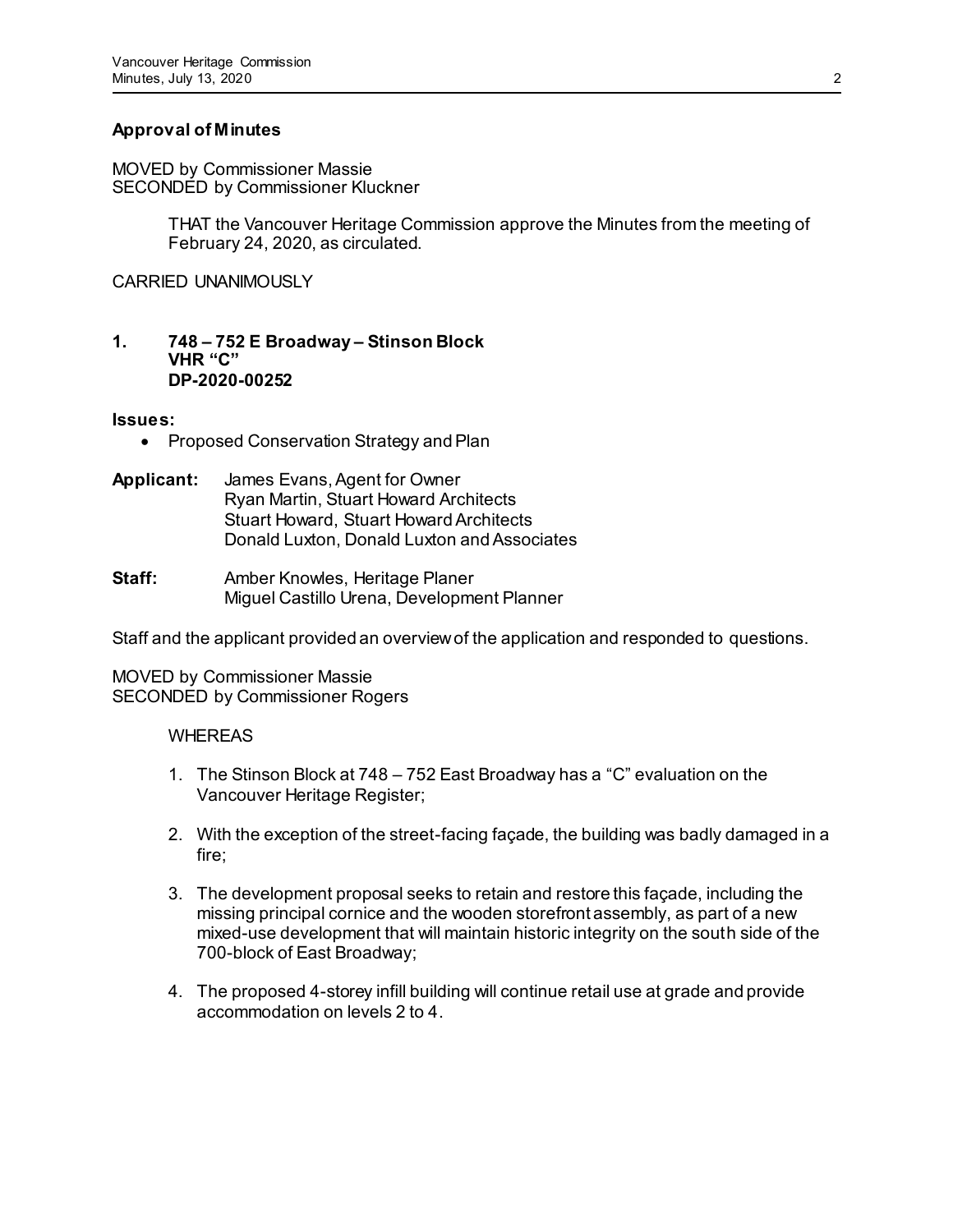**Approval of Minutes**

MOVED by Commissioner Massie
SECONDED by Commissioner Kluckner

THAT the Vancouver Heritage Commission approve the Minutes from the meeting of February 24, 2020, as circulated.

CARRIED UNANIMOUSLY

**1. 748 – 752 E Broadway – Stinson Block**
**VHR "C"**
**DP-2020-00252**

**Issues:**

- Proposed Conservation Strategy and Plan

**Applicant:** James Evans, Agent for Owner
Ryan Martin, Stuart Howard Architects
Stuart Howard, Stuart Howard Architects
Donald Luxton, Donald Luxton and Associates

**Staff:** Amber Knowles, Heritage Planer
Miguel Castillo Urena, Development Planner

Staff and the applicant provided an overview of the application and responded to questions.

MOVED by Commissioner Massie
SECONDED by Commissioner Rogers

WHEREAS

1. The Stinson Block at 748 – 752 East Broadway has a "C" evaluation on the Vancouver Heritage Register;
2. With the exception of the street-facing façade, the building was badly damaged in a fire;
3. The development proposal seeks to retain and restore this façade, including the missing principal cornice and the wooden storefront assembly, as part of a new mixed-use development that will maintain historic integrity on the south side of the 700-block of East Broadway;
4. The proposed 4-storey infill building will continue retail use at grade and provide accommodation on levels 2 to 4.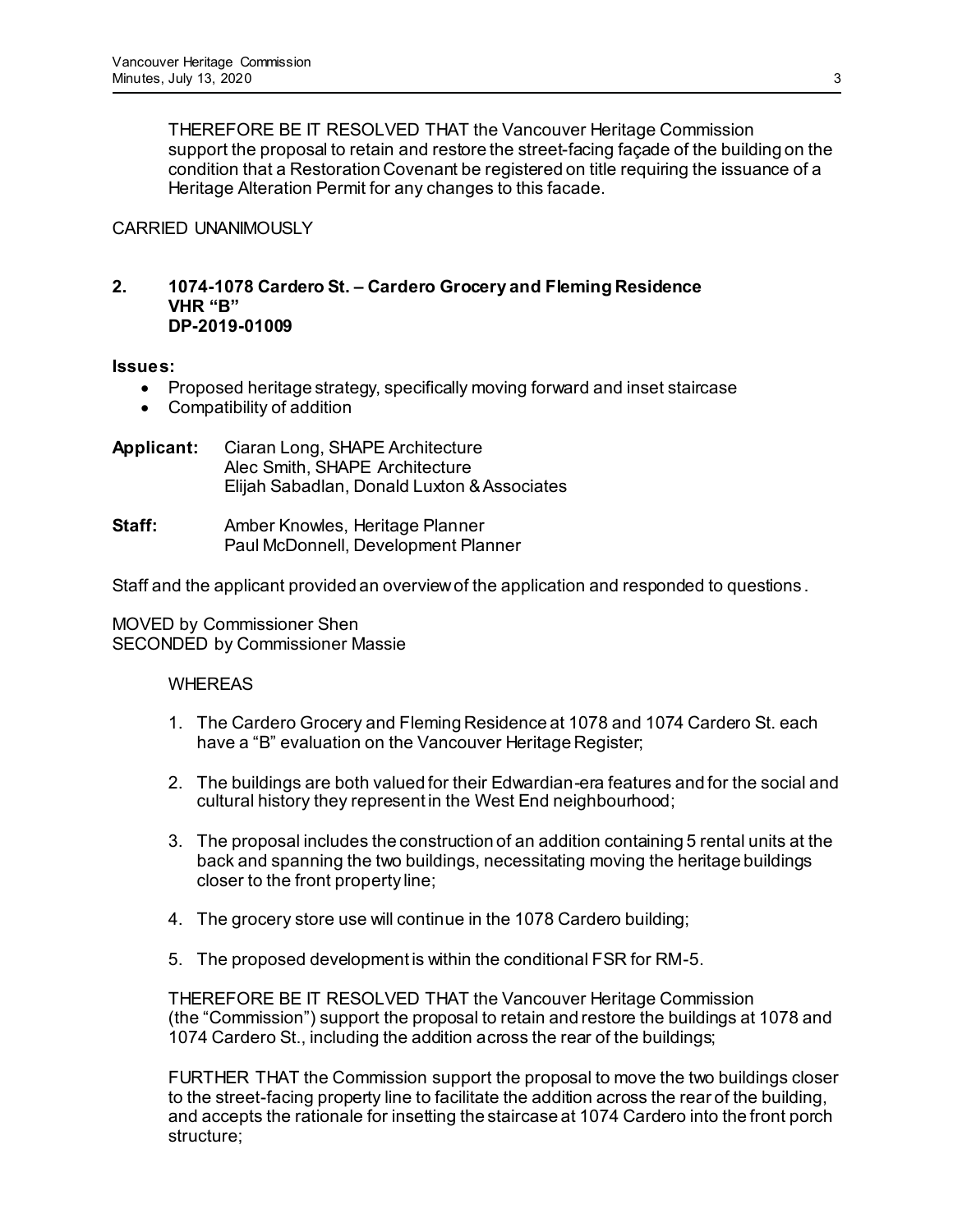THEREFORE BE IT RESOLVED THAT the Vancouver Heritage Commission support the proposal to retain and restore the street-facing façade of the building on the condition that a Restoration Covenant be registered on title requiring the issuance of a Heritage Alteration Permit for any changes to this facade.

CARRIED UNANIMOUSLY

**2. 1074-1078 Cardero St. – Cardero Grocery and Fleming Residence**
**VHR "B"**
**DP-2019-01009**

**Issues:**

- Proposed heritage strategy, specifically moving forward and inset staircase
- Compatibility of addition

**Applicant:** Ciaran Long, SHAPE Architecture
Alec Smith, SHAPE Architecture
Elijah Sabadlan, Donald Luxton & Associates

**Staff:** Amber Knowles, Heritage Planner
Paul McDonnell, Development Planner

Staff and the applicant provided an overview of the application and responded to questions.

MOVED by Commissioner Shen
SECONDED by Commissioner Massie

WHEREAS

1. The Cardero Grocery and Fleming Residence at 1078 and 1074 Cardero St. each have a "B" evaluation on the Vancouver Heritage Register;
2. The buildings are both valued for their Edwardian-era features and for the social and cultural history they represent in the West End neighbourhood;
3. The proposal includes the construction of an addition containing 5 rental units at the back and spanning the two buildings, necessitating moving the heritage buildings closer to the front property line;
4. The grocery store use will continue in the 1078 Cardero building;
5. The proposed development is within the conditional FSR for RM-5.

THEREFORE BE IT RESOLVED THAT the Vancouver Heritage Commission (the "Commission") support the proposal to retain and restore the buildings at 1078 and 1074 Cardero St., including the addition across the rear of the buildings;

FURTHER THAT the Commission support the proposal to move the two buildings closer to the street-facing property line to facilitate the addition across the rear of the building, and accepts the rationale for insetting the staircase at 1074 Cardero into the front porch structure;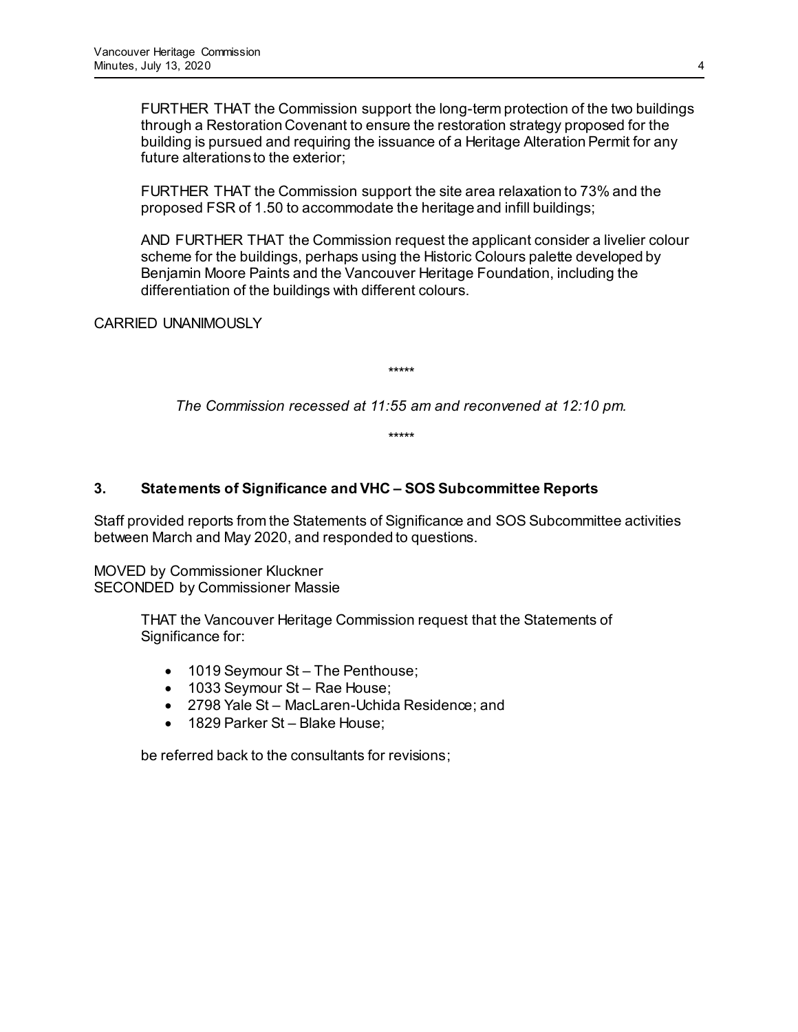FURTHER THAT the Commission support the long-term protection of the two buildings through a Restoration Covenant to ensure the restoration strategy proposed for the building is pursued and requiring the issuance of a Heritage Alteration Permit for any future alterations to the exterior;

FURTHER THAT the Commission support the site area relaxation to 73% and the proposed FSR of 1.50 to accommodate the heritage and infill buildings;

AND FURTHER THAT the Commission request the applicant consider a livelier colour scheme for the buildings, perhaps using the Historic Colours palette developed by Benjamin Moore Paints and the Vancouver Heritage Foundation, including the differentiation of the buildings with different colours.

CARRIED UNANIMOUSLY

\*\*\*\*\*

*The Commission recessed at 11:55 am and reconvened at 12:10 pm.*

\*\*\*\*\*

## 3. Statements of Significance and VHC – SOS Subcommittee Reports

Staff provided reports from the Statements of Significance and SOS Subcommittee activities between March and May 2020, and responded to questions.

MOVED by Commissioner Kluckner
SECONDED by Commissioner Massie

THAT the Vancouver Heritage Commission request that the Statements of Significance for:

- 1019 Seymour St – The Penthouse;
- 1033 Seymour St – Rae House;
- 2798 Yale St – MacLaren-Uchida Residence; and
- 1829 Parker St – Blake House;

be referred back to the consultants for revisions;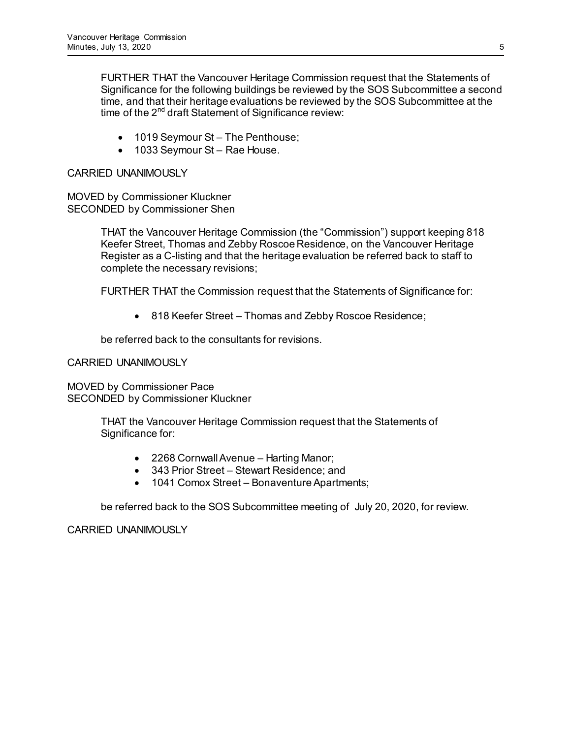FURTHER THAT the Vancouver Heritage Commission request that the Statements of Significance for the following buildings be reviewed by the SOS Subcommittee a second time, and that their heritage evaluations be reviewed by the SOS Subcommittee at the time of the 2nd draft Statement of Significance review:

- 1019 Seymour St – The Penthouse;
- 1033 Seymour St – Rae House.

CARRIED UNANIMOUSLY

MOVED by Commissioner Kluckner
SECONDED by Commissioner Shen

THAT the Vancouver Heritage Commission (the "Commission") support keeping 818 Keefer Street, Thomas and Zebby Roscoe Residence, on the Vancouver Heritage Register as a C-listing and that the heritage evaluation be referred back to staff to complete the necessary revisions;

FURTHER THAT the Commission request that the Statements of Significance for:

- 818 Keefer Street – Thomas and Zebby Roscoe Residence;

be referred back to the consultants for revisions.

CARRIED UNANIMOUSLY

MOVED by Commissioner Pace
SECONDED by Commissioner Kluckner

THAT the Vancouver Heritage Commission request that the Statements of Significance for:

- 2268 Cornwall Avenue – Harting Manor;
- 343 Prior Street – Stewart Residence; and
- 1041 Comox Street – Bonaventure Apartments;

be referred back to the SOS Subcommittee meeting of July 20, 2020, for review.

CARRIED UNANIMOUSLY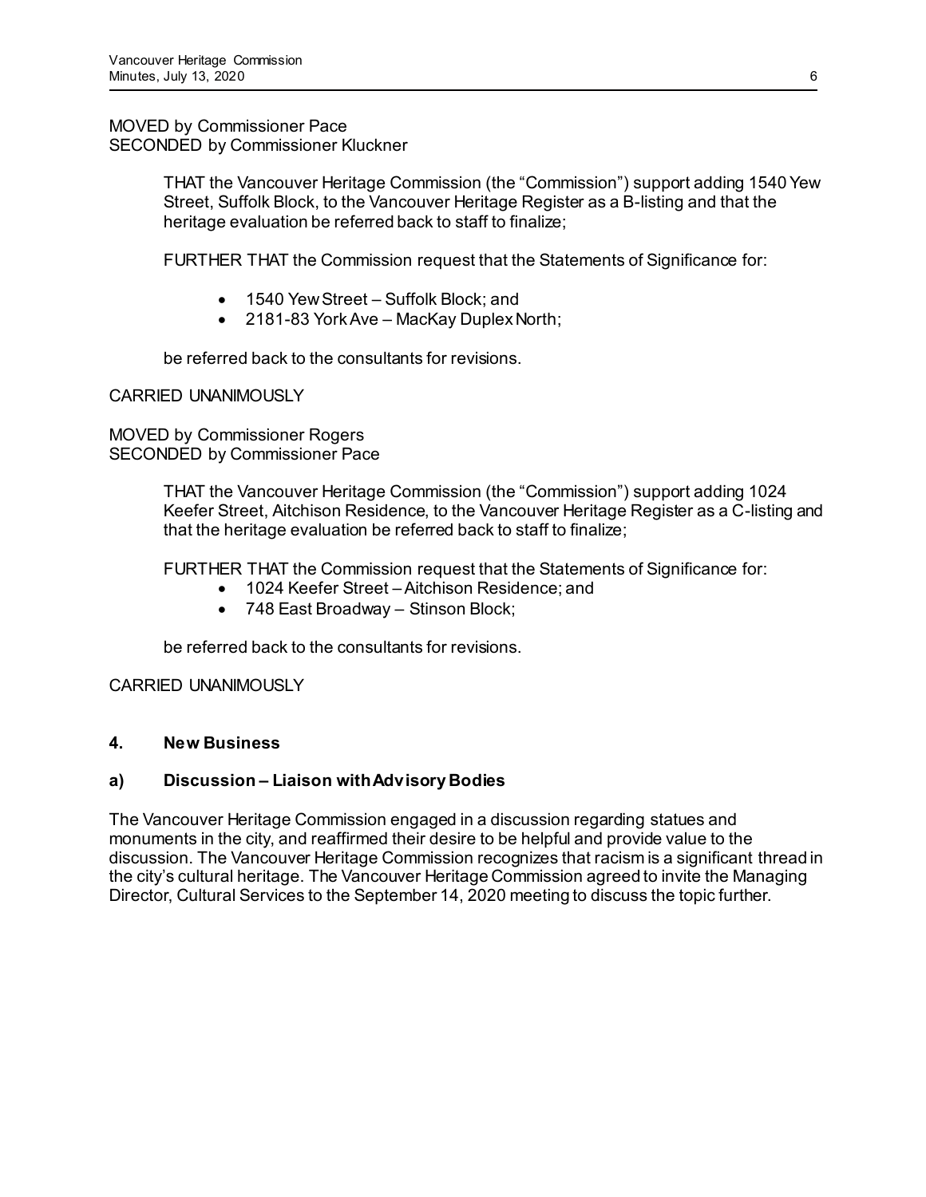MOVED by Commissioner Pace
SECONDED by Commissioner Kluckner

> THAT the Vancouver Heritage Commission (the "Commission") support adding 1540 Yew Street, Suffolk Block, to the Vancouver Heritage Register as a B-listing and that the heritage evaluation be referred back to staff to finalize;
>
> FURTHER THAT the Commission request that the Statements of Significance for:
>
> - 1540 Yew Street – Suffolk Block; and
> - 2181-83 York Ave – MacKay Duplex North;
>
> be referred back to the consultants for revisions.

CARRIED UNANIMOUSLY

MOVED by Commissioner Rogers
SECONDED by Commissioner Pace

> THAT the Vancouver Heritage Commission (the "Commission") support adding 1024 Keefer Street, Aitchison Residence, to the Vancouver Heritage Register as a C-listing and that the heritage evaluation be referred back to staff to finalize;
>
> FURTHER THAT the Commission request that the Statements of Significance for:
>
> - 1024 Keefer Street – Aitchison Residence; and
> - 748 East Broadway – Stinson Block;
>
> be referred back to the consultants for revisions.

CARRIED UNANIMOUSLY

## 4. New Business

### a) Discussion – Liaison with Advisory Bodies

The Vancouver Heritage Commission engaged in a discussion regarding statues and monuments in the city, and reaffirmed their desire to be helpful and provide value to the discussion. The Vancouver Heritage Commission recognizes that racism is a significant thread in the city's cultural heritage. The Vancouver Heritage Commission agreed to invite the Managing Director, Cultural Services to the September 14, 2020 meeting to discuss the topic further.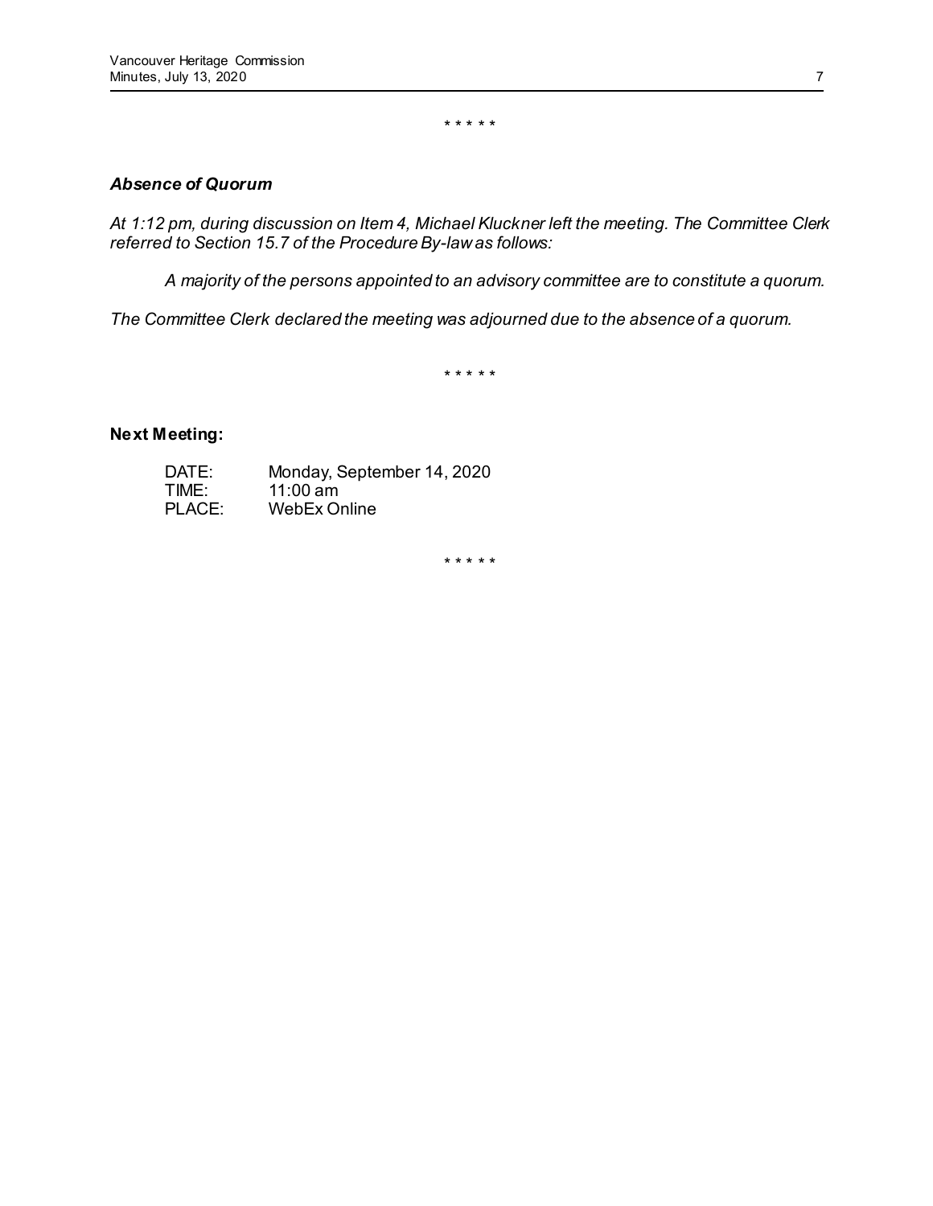\* \* \* \* \*

### *Absence of Quorum*

*At 1:12 pm, during discussion on Item 4, Michael Kluckner left the meeting. The Committee Clerk referred to Section 15.7 of the Procedure By-law as follows:*

> *A majority of the persons appointed to an advisory committee are to constitute a quorum.*

*The Committee Clerk declared the meeting was adjourned due to the absence of a quorum.*

\* \* \* \* \*

**Next Meeting:**

| | |
|---|---|
| DATE: | Monday, September 14, 2020 |
| TIME: | 11:00 am |
| PLACE: | WebEx Online |

\* \* \* \* \*